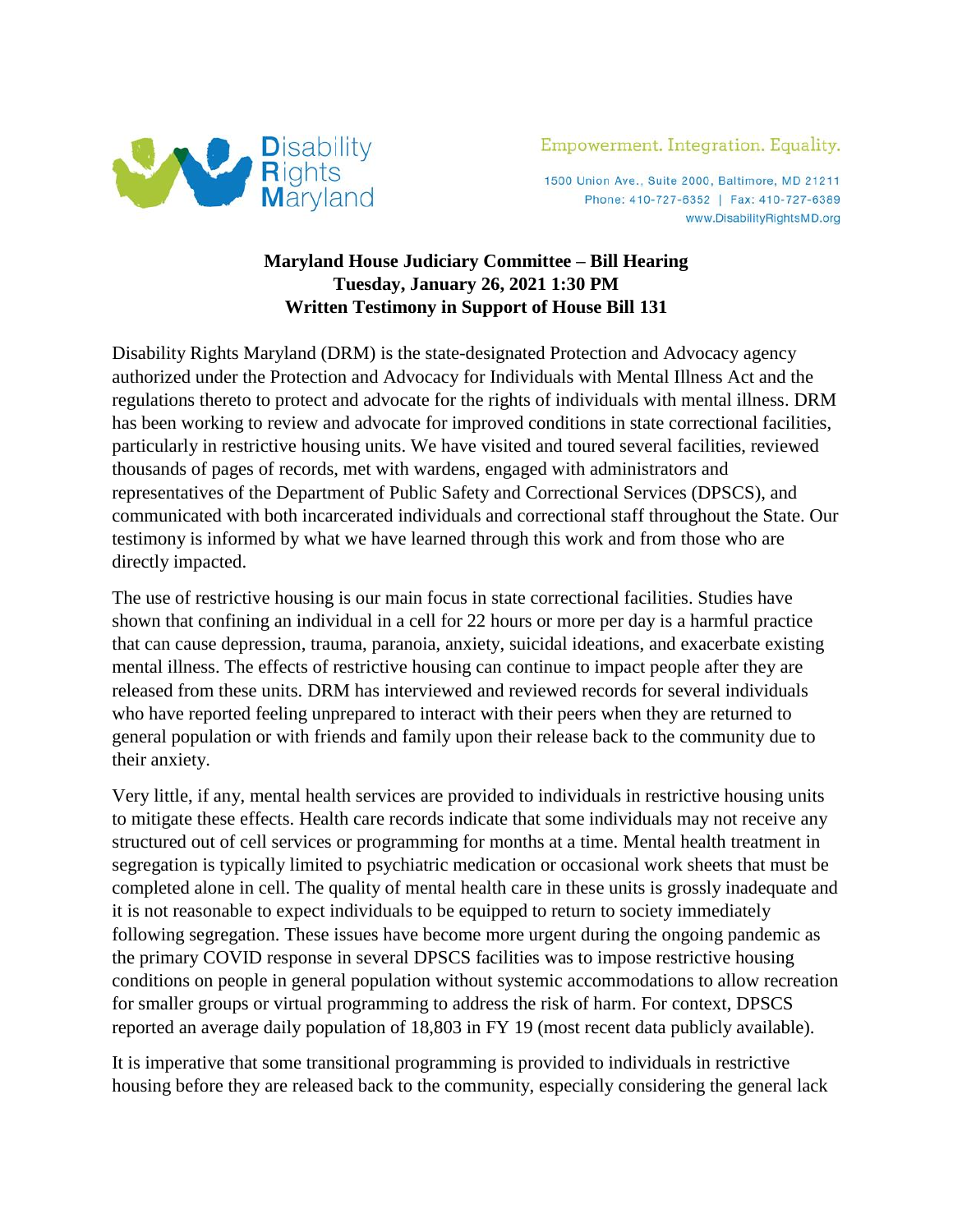Disability Rights Maryland

Empowerment. Integration. Equality.

1500 Union Ave., Suite 2000, Baltimore, MD 21211
Phone: 410-727-6352 | Fax: 410-727-6389
www.DisabilityRightsMD.org

**Maryland House Judiciary Committee – Bill Hearing**
**Tuesday, January 26, 2021 1:30 PM**
**Written Testimony in Support of House Bill 131**

Disability Rights Maryland (DRM) is the state-designated Protection and Advocacy agency authorized under the Protection and Advocacy for Individuals with Mental Illness Act and the regulations thereto to protect and advocate for the rights of individuals with mental illness. DRM has been working to review and advocate for improved conditions in state correctional facilities, particularly in restrictive housing units. We have visited and toured several facilities, reviewed thousands of pages of records, met with wardens, engaged with administrators and representatives of the Department of Public Safety and Correctional Services (DPSCS), and communicated with both incarcerated individuals and correctional staff throughout the State. Our testimony is informed by what we have learned through this work and from those who are directly impacted.

The use of restrictive housing is our main focus in state correctional facilities. Studies have shown that confining an individual in a cell for 22 hours or more per day is a harmful practice that can cause depression, trauma, paranoia, anxiety, suicidal ideations, and exacerbate existing mental illness. The effects of restrictive housing can continue to impact people after they are released from these units. DRM has interviewed and reviewed records for several individuals who have reported feeling unprepared to interact with their peers when they are returned to general population or with friends and family upon their release back to the community due to their anxiety.

Very little, if any, mental health services are provided to individuals in restrictive housing units to mitigate these effects. Health care records indicate that some individuals may not receive any structured out of cell services or programming for months at a time. Mental health treatment in segregation is typically limited to psychiatric medication or occasional work sheets that must be completed alone in cell. The quality of mental health care in these units is grossly inadequate and it is not reasonable to expect individuals to be equipped to return to society immediately following segregation. These issues have become more urgent during the ongoing pandemic as the primary COVID response in several DPSCS facilities was to impose restrictive housing conditions on people in general population without systemic accommodations to allow recreation for smaller groups or virtual programming to address the risk of harm. For context, DPSCS reported an average daily population of 18,803 in FY 19 (most recent data publicly available).

It is imperative that some transitional programming is provided to individuals in restrictive housing before they are released back to the community, especially considering the general lack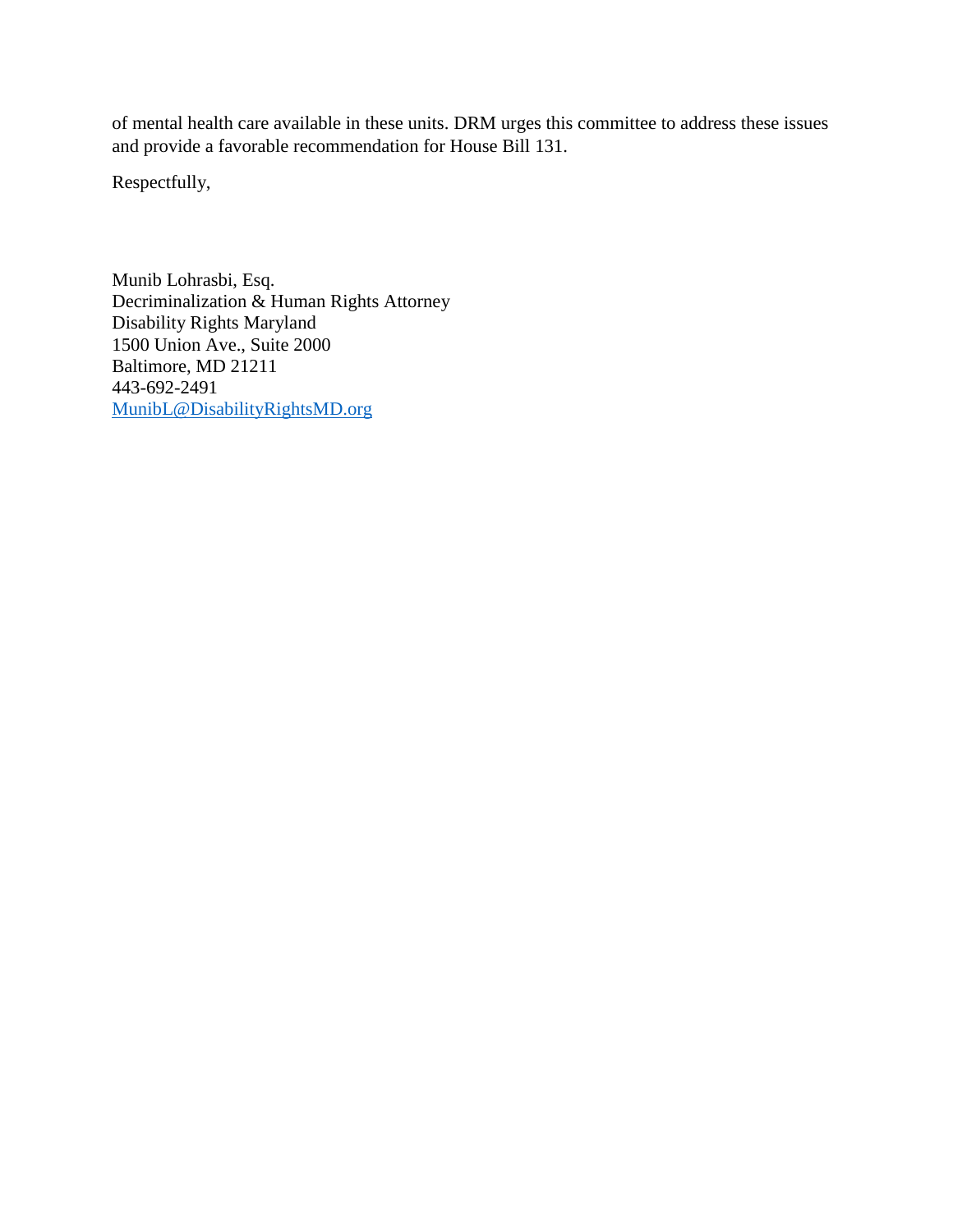of mental health care available in these units. DRM urges this committee to address these issues and provide a favorable recommendation for House Bill 131.

Respectfully,

Munib Lohrasbi, Esq.
Decriminalization & Human Rights Attorney
Disability Rights Maryland
1500 Union Ave., Suite 2000
Baltimore, MD 21211
443-692-2491
MunibL@DisabilityRightsMD.org